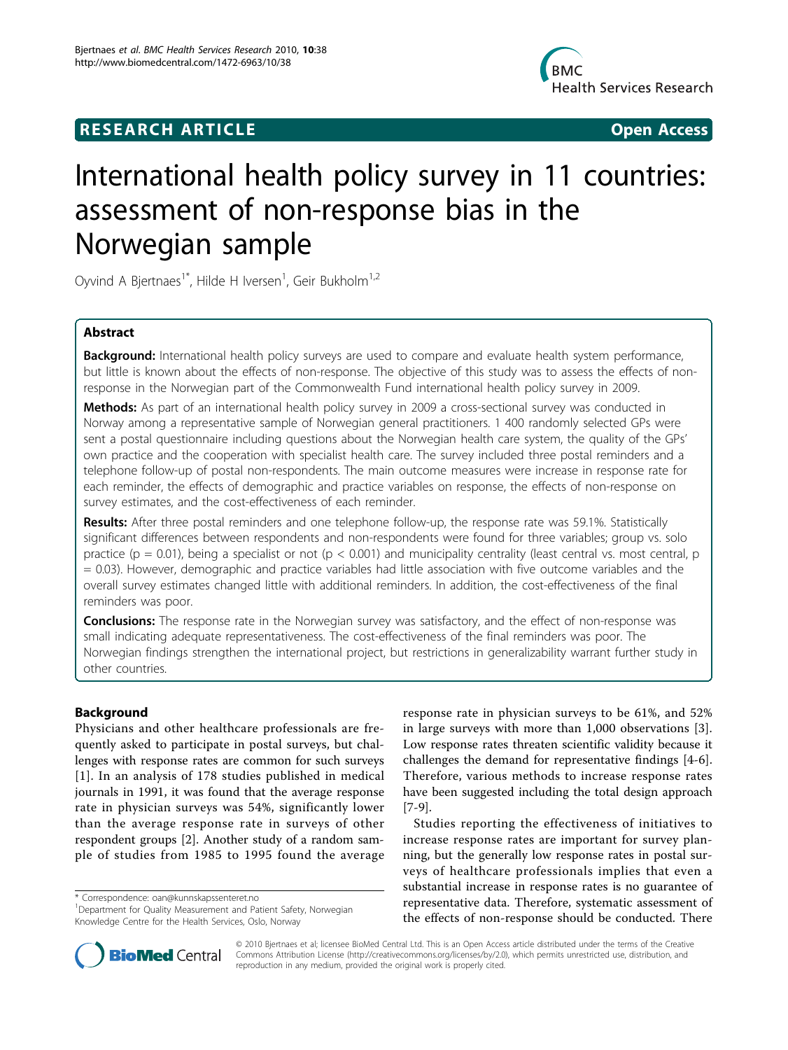# RESEARCH ARTICLE

**Open Access**

# International health policy survey in 11 countries: assessment of non-response bias in the Norwegian sample

Oyvind A Bjertnaes[1*], Hilde H Iversen[1], Geir Bukholm[1,2]

## Abstract

**Background:** International health policy surveys are used to compare and evaluate health system performance, but little is known about the effects of non-response. The objective of this study was to assess the effects of non-response in the Norwegian part of the Commonwealth Fund international health policy survey in 2009.

**Methods:** As part of an international health policy survey in 2009 a cross-sectional survey was conducted in Norway among a representative sample of Norwegian general practitioners. 1 400 randomly selected GPs were sent a postal questionnaire including questions about the Norwegian health care system, the quality of the GPs' own practice and the cooperation with specialist health care. The survey included three postal reminders and a telephone follow-up of postal non-respondents. The main outcome measures were increase in response rate for each reminder, the effects of demographic and practice variables on response, the effects of non-response on survey estimates, and the cost-effectiveness of each reminder.

**Results:** After three postal reminders and one telephone follow-up, the response rate was 59.1%. Statistically significant differences between respondents and non-respondents were found for three variables; group vs. solo practice ($p = 0.01$), being a specialist or not ($p < 0.001$) and municipality centrality (least central vs. most central, $p = 0.03$). However, demographic and practice variables had little association with five outcome variables and the overall survey estimates changed little with additional reminders. In addition, the cost-effectiveness of the final reminders was poor.

**Conclusions:** The response rate in the Norwegian survey was satisfactory, and the effect of non-response was small indicating adequate representativeness. The cost-effectiveness of the final reminders was poor. The Norwegian findings strengthen the international project, but restrictions in generalizability warrant further study in other countries.

## Background

Physicians and other healthcare professionals are frequently asked to participate in postal surveys, but challenges with response rates are common for such surveys [1]. In an analysis of 178 studies published in medical journals in 1991, it was found that the average response rate in physician surveys was 54%, significantly lower than the average response rate in surveys of other respondent groups [2]. Another study of a random sample of studies from 1985 to 1995 found the average response rate in physician surveys to be 61%, and 52% in large surveys with more than 1,000 observations [3]. Low response rates threaten scientific validity because it challenges the demand for representative findings [4-6]. Therefore, various methods to increase response rates have been suggested including the total design approach [7-9].

Studies reporting the effectiveness of initiatives to increase response rates are important for survey planning, but the generally low response rates in postal surveys of healthcare professionals implies that even a substantial increase in response rates is no guarantee of representative data. Therefore, systematic assessment of the effects of non-response should be conducted. There

\* Correspondence: oan@kunnskapssenteret.no
[1]Department for Quality Measurement and Patient Safety, Norwegian Knowledge Centre for the Health Services, Oslo, Norway

© 2010 Bjertnaes et al; licensee BioMed Central Ltd. This is an Open Access article distributed under the terms of the Creative Commons Attribution License (http://creativecommons.org/licenses/by/2.0), which permits unrestricted use, distribution, and reproduction in any medium, provided the original work is properly cited.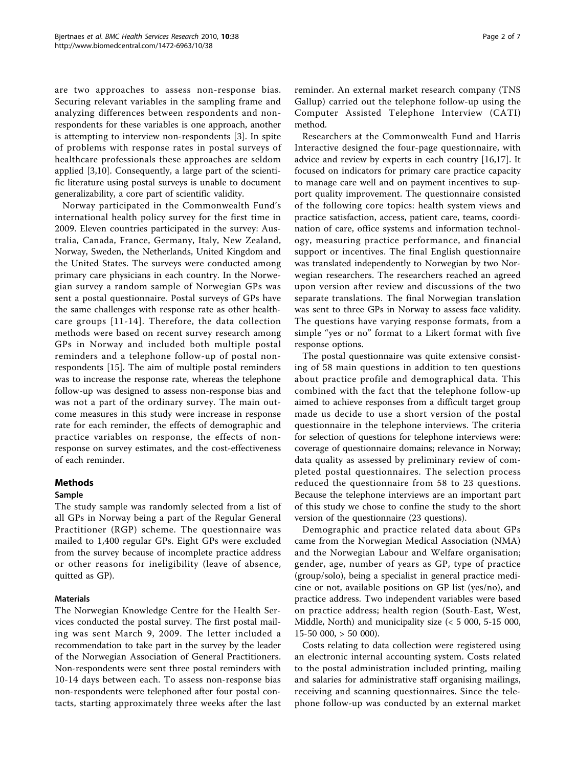are two approaches to assess non-response bias. Securing relevant variables in the sampling frame and analyzing differences between respondents and non-respondents for these variables is one approach, another is attempting to interview non-respondents [3]. In spite of problems with response rates in postal surveys of healthcare professionals these approaches are seldom applied [3,10]. Consequently, a large part of the scientific literature using postal surveys is unable to document generalizability, a core part of scientific validity.

Norway participated in the Commonwealth Fund's international health policy survey for the first time in 2009. Eleven countries participated in the survey: Australia, Canada, France, Germany, Italy, New Zealand, Norway, Sweden, the Netherlands, United Kingdom and the United States. The surveys were conducted among primary care physicians in each country. In the Norwegian survey a random sample of Norwegian GPs was sent a postal questionnaire. Postal surveys of GPs have the same challenges with response rate as other healthcare groups [11-14]. Therefore, the data collection methods were based on recent survey research among GPs in Norway and included both multiple postal reminders and a telephone follow-up of postal non-respondents [15]. The aim of multiple postal reminders was to increase the response rate, whereas the telephone follow-up was designed to assess non-response bias and was not a part of the ordinary survey. The main outcome measures in this study were increase in response rate for each reminder, the effects of demographic and practice variables on response, the effects of non-response on survey estimates, and the cost-effectiveness of each reminder.

## Methods

### Sample

The study sample was randomly selected from a list of all GPs in Norway being a part of the Regular General Practitioner (RGP) scheme. The questionnaire was mailed to 1,400 regular GPs. Eight GPs were excluded from the survey because of incomplete practice address or other reasons for ineligibility (leave of absence, quitted as GP).

### Materials

The Norwegian Knowledge Centre for the Health Services conducted the postal survey. The first postal mailing was sent March 9, 2009. The letter included a recommendation to take part in the survey by the leader of the Norwegian Association of General Practitioners. Non-respondents were sent three postal reminders with 10-14 days between each. To assess non-response bias non-respondents were telephoned after four postal contacts, starting approximately three weeks after the last reminder. An external market research company (TNS Gallup) carried out the telephone follow-up using the Computer Assisted Telephone Interview (CATI) method.

Researchers at the Commonwealth Fund and Harris Interactive designed the four-page questionnaire, with advice and review by experts in each country [16,17]. It focused on indicators for primary care practice capacity to manage care well and on payment incentives to support quality improvement. The questionnaire consisted of the following core topics: health system views and practice satisfaction, access, patient care, teams, coordination of care, office systems and information technology, measuring practice performance, and financial support or incentives. The final English questionnaire was translated independently to Norwegian by two Norwegian researchers. The researchers reached an agreed upon version after review and discussions of the two separate translations. The final Norwegian translation was sent to three GPs in Norway to assess face validity. The questions have varying response formats, from a simple "yes or no" format to a Likert format with five response options.

The postal questionnaire was quite extensive consisting of 58 main questions in addition to ten questions about practice profile and demographical data. This combined with the fact that the telephone follow-up aimed to achieve responses from a difficult target group made us decide to use a short version of the postal questionnaire in the telephone interviews. The criteria for selection of questions for telephone interviews were: coverage of questionnaire domains; relevance in Norway; data quality as assessed by preliminary review of completed postal questionnaires. The selection process reduced the questionnaire from 58 to 23 questions. Because the telephone interviews are an important part of this study we chose to confine the study to the short version of the questionnaire (23 questions).

Demographic and practice related data about GPs came from the Norwegian Medical Association (NMA) and the Norwegian Labour and Welfare organisation; gender, age, number of years as GP, type of practice (group/solo), being a specialist in general practice medicine or not, available positions on GP list (yes/no), and practice address. Two independent variables were based on practice address; health region (South-East, West, Middle, North) and municipality size (< 5 000, 5-15 000, 15-50 000, > 50 000).

Costs relating to data collection were registered using an electronic internal accounting system. Costs related to the postal administration included printing, mailing and salaries for administrative staff organising mailings, receiving and scanning questionnaires. Since the telephone follow-up was conducted by an external market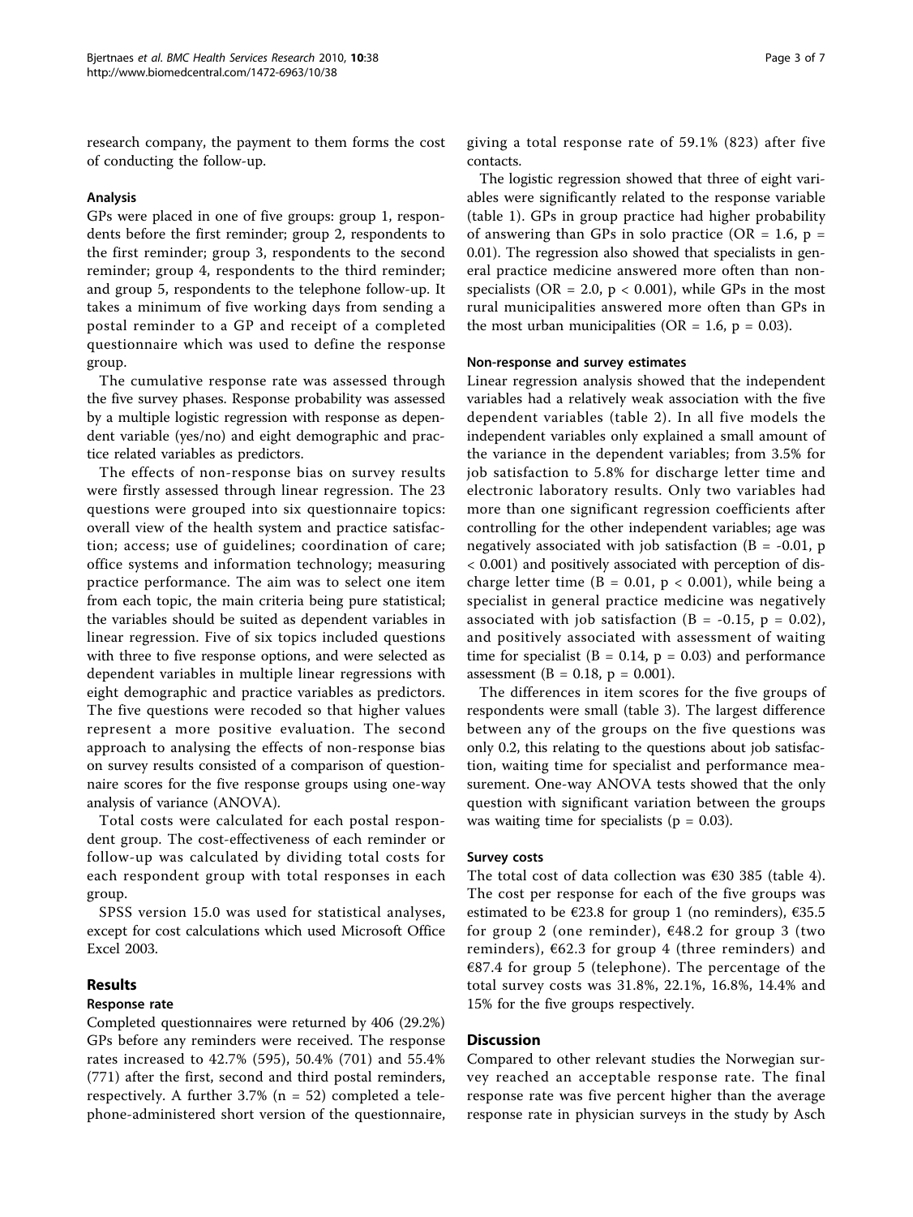research company, the payment to them forms the cost of conducting the follow-up.

### Analysis

GPs were placed in one of five groups: group 1, respondents before the first reminder; group 2, respondents to the first reminder; group 3, respondents to the second reminder; group 4, respondents to the third reminder; and group 5, respondents to the telephone follow-up. It takes a minimum of five working days from sending a postal reminder to a GP and receipt of a completed questionnaire which was used to define the response group.

The cumulative response rate was assessed through the five survey phases. Response probability was assessed by a multiple logistic regression with response as dependent variable (yes/no) and eight demographic and practice related variables as predictors.

The effects of non-response bias on survey results were firstly assessed through linear regression. The 23 questions were grouped into six questionnaire topics: overall view of the health system and practice satisfaction; access; use of guidelines; coordination of care; office systems and information technology; measuring practice performance. The aim was to select one item from each topic, the main criteria being pure statistical; the variables should be suited as dependent variables in linear regression. Five of six topics included questions with three to five response options, and were selected as dependent variables in multiple linear regressions with eight demographic and practice variables as predictors. The five questions were recoded so that higher values represent a more positive evaluation. The second approach to analysing the effects of non-response bias on survey results consisted of a comparison of questionnaire scores for the five response groups using one-way analysis of variance (ANOVA).

Total costs were calculated for each postal respondent group. The cost-effectiveness of each reminder or follow-up was calculated by dividing total costs for each respondent group with total responses in each group.

SPSS version 15.0 was used for statistical analyses, except for cost calculations which used Microsoft Office Excel 2003.

## Results

### Response rate

Completed questionnaires were returned by 406 (29.2%) GPs before any reminders were received. The response rates increased to 42.7% (595), 50.4% (701) and 55.4% (771) after the first, second and third postal reminders, respectively. A further 3.7% ($n = 52$) completed a telephone-administered short version of the questionnaire, giving a total response rate of 59.1% (823) after five contacts.

The logistic regression showed that three of eight variables were significantly related to the response variable (table 1). GPs in group practice had higher probability of answering than GPs in solo practice ($OR = 1.6$, $p = 0.01$). The regression also showed that specialists in general practice medicine answered more often than non-specialists ($OR = 2.0$, $p < 0.001$), while GPs in the most rural municipalities answered more often than GPs in the most urban municipalities ($OR = 1.6$, $p = 0.03$).

### Non-response and survey estimates

Linear regression analysis showed that the independent variables had a relatively weak association with the five dependent variables (table 2). In all five models the independent variables only explained a small amount of the variance in the dependent variables; from 3.5% for job satisfaction to 5.8% for discharge letter time and electronic laboratory results. Only two variables had more than one significant regression coefficients after controlling for the other independent variables; age was negatively associated with job satisfaction ($B = -0.01$, $p < 0.001$) and positively associated with perception of discharge letter time ($B = 0.01$, $p < 0.001$), while being a specialist in general practice medicine was negatively associated with job satisfaction ($B = -0.15$, $p = 0.02$), and positively associated with assessment of waiting time for specialist ($B = 0.14$, $p = 0.03$) and performance assessment ($B = 0.18$, $p = 0.001$).

The differences in item scores for the five groups of respondents were small (table 3). The largest difference between any of the groups on the five questions was only 0.2, this relating to the questions about job satisfaction, waiting time for specialist and performance measurement. One-way ANOVA tests showed that the only question with significant variation between the groups was waiting time for specialists ($p = 0.03$).

### Survey costs

The total cost of data collection was €30 385 (table 4). The cost per response for each of the five groups was estimated to be €23.8 for group 1 (no reminders), €35.5 for group 2 (one reminder), €48.2 for group 3 (two reminders), €62.3 for group 4 (three reminders) and €87.4 for group 5 (telephone). The percentage of the total survey costs was 31.8%, 22.1%, 16.8%, 14.4% and 15% for the five groups respectively.

## Discussion

Compared to other relevant studies the Norwegian survey reached an acceptable response rate. The final response rate was five percent higher than the average response rate in physician surveys in the study by Asch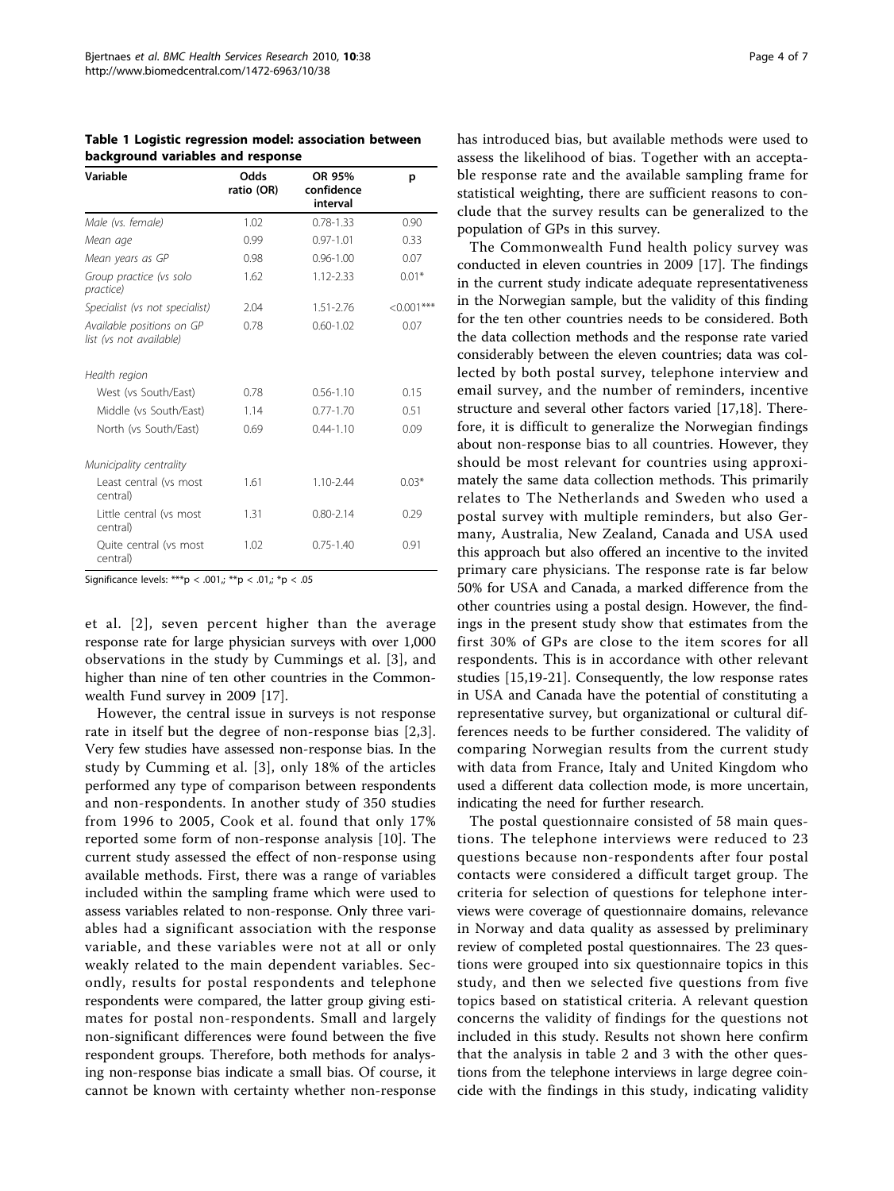**Table 1 Logistic regression model: association between background variables and response**

| Variable | Odds ratio (OR) | OR 95% confidence interval | p |
|---|---|---|---|
| *Male (vs. female)* | 1.02 | 0.78-1.33 | 0.90 |
| *Mean age* | 0.99 | 0.97-1.01 | 0.33 |
| *Mean years as GP* | 0.98 | 0.96-1.00 | 0.07 |
| *Group practice (vs solo practice)* | 1.62 | 1.12-2.33 | 0.01* |
| *Specialist (vs not specialist)* | 2.04 | 1.51-2.76 | <0.001*** |
| *Available positions on GP list (vs not available)* | 0.78 | 0.60-1.02 | 0.07 |
| *Health region* | | | |
| West (vs South/East) | 0.78 | 0.56-1.10 | 0.15 |
| Middle (vs South/East) | 1.14 | 0.77-1.70 | 0.51 |
| North (vs South/East) | 0.69 | 0.44-1.10 | 0.09 |
| *Municipality centrality* | | | |
| Least central (vs most central) | 1.61 | 1.10-2.44 | 0.03* |
| Little central (vs most central) | 1.31 | 0.80-2.14 | 0.29 |
| Quite central (vs most central) | 1.02 | 0.75-1.40 | 0.91 |

Significance levels: ***p < .001,; **p < .01,; *p < .05

et al. [2], seven percent higher than the average response rate for large physician surveys with over 1,000 observations in the study by Cummings et al. [3], and higher than nine of ten other countries in the Commonwealth Fund survey in 2009 [17].

However, the central issue in surveys is not response rate in itself but the degree of non-response bias [2,3]. Very few studies have assessed non-response bias. In the study by Cumming et al. [3], only 18% of the articles performed any type of comparison between respondents and non-respondents. In another study of 350 studies from 1996 to 2005, Cook et al. found that only 17% reported some form of non-response analysis [10]. The current study assessed the effect of non-response using available methods. First, there was a range of variables included within the sampling frame which were used to assess variables related to non-response. Only three variables had a significant association with the response variable, and these variables were not at all or only weakly related to the main dependent variables. Secondly, results for postal respondents and telephone respondents were compared, the latter group giving estimates for postal non-respondents. Small and largely non-significant differences were found between the five respondent groups. Therefore, both methods for analysing non-response bias indicate a small bias. Of course, it cannot be known with certainty whether non-response has introduced bias, but available methods were used to assess the likelihood of bias. Together with an acceptable response rate and the available sampling frame for statistical weighting, there are sufficient reasons to conclude that the survey results can be generalized to the population of GPs in this survey.

The Commonwealth Fund health policy survey was conducted in eleven countries in 2009 [17]. The findings in the current study indicate adequate representativeness in the Norwegian sample, but the validity of this finding for the ten other countries needs to be considered. Both the data collection methods and the response rate varied considerably between the eleven countries; data was collected by both postal survey, telephone interview and email survey, and the number of reminders, incentive structure and several other factors varied [17,18]. Therefore, it is difficult to generalize the Norwegian findings about non-response bias to all countries. However, they should be most relevant for countries using approximately the same data collection methods. This primarily relates to The Netherlands and Sweden who used a postal survey with multiple reminders, but also Germany, Australia, New Zealand, Canada and USA used this approach but also offered an incentive to the invited primary care physicians. The response rate is far below 50% for USA and Canada, a marked difference from the other countries using a postal design. However, the findings in the present study show that estimates from the first 30% of GPs are close to the item scores for all respondents. This is in accordance with other relevant studies [15,19-21]. Consequently, the low response rates in USA and Canada have the potential of constituting a representative survey, but organizational or cultural differences needs to be further considered. The validity of comparing Norwegian results from the current study with data from France, Italy and United Kingdom who used a different data collection mode, is more uncertain, indicating the need for further research.

The postal questionnaire consisted of 58 main questions. The telephone interviews were reduced to 23 questions because non-respondents after four postal contacts were considered a difficult target group. The criteria for selection of questions for telephone interviews were coverage of questionnaire domains, relevance in Norway and data quality as assessed by preliminary review of completed postal questionnaires. The 23 questions were grouped into six questionnaire topics in this study, and then we selected five questions from five topics based on statistical criteria. A relevant question concerns the validity of findings for the questions not included in this study. Results not shown here confirm that the analysis in table 2 and 3 with the other questions from the telephone interviews in large degree coincide with the findings in this study, indicating validity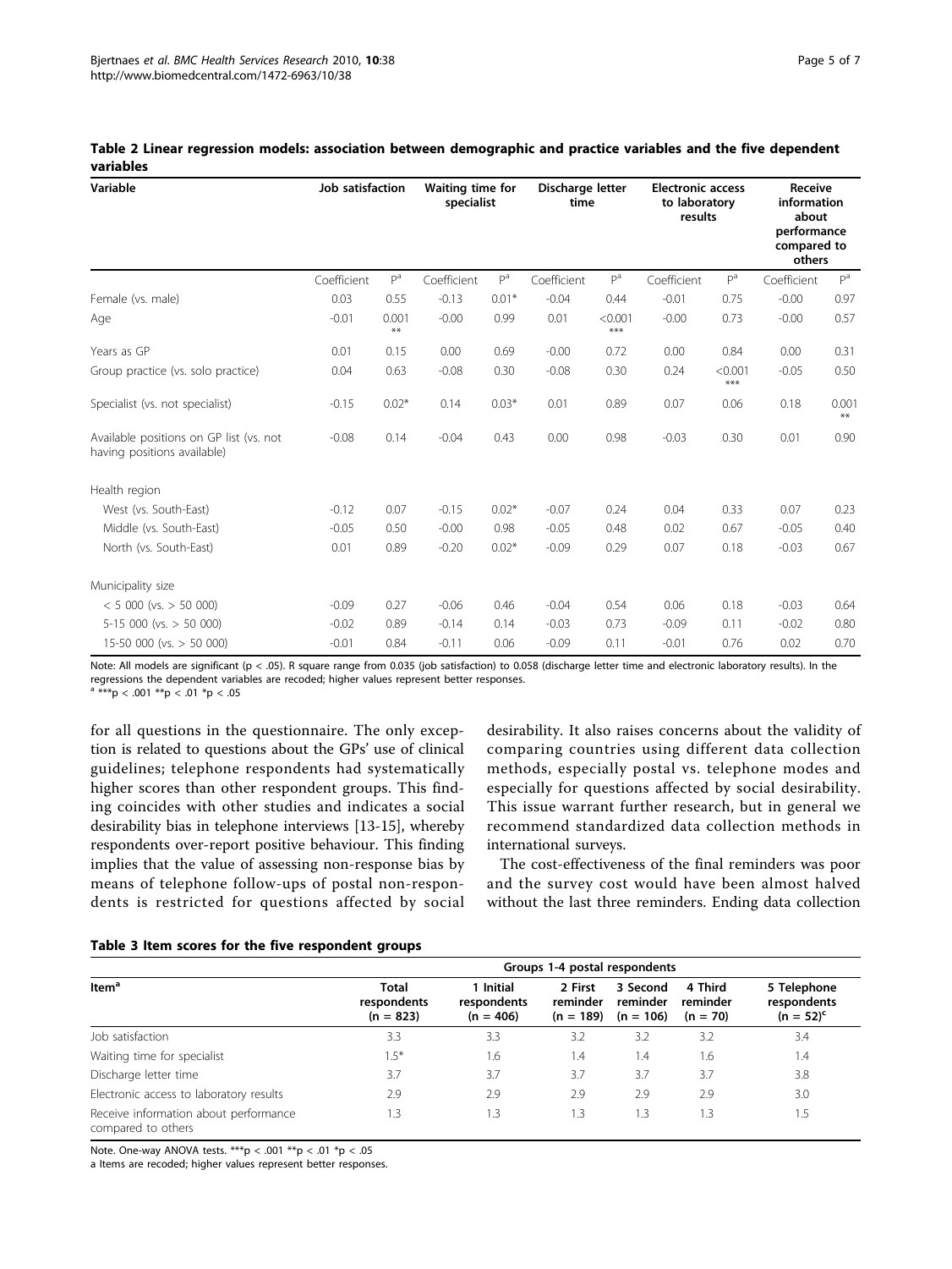**Table 2 Linear regression models: association between demographic and practice variables and the five dependent variables**

| Variable | Job satisfaction | | Waiting time for specialist | | Discharge letter time | | Electronic access to laboratory results | | Receive information about performance compared to others | |
|---|---|---|---|---|---|---|---|---|---|---|
| | Coefficient | P[a] | Coefficient | P[a] | Coefficient | P[a] | Coefficient | P[a] | Coefficient | P[a] |
| Female (vs. male) | 0.03 | 0.55 | -0.13 | 0.01* | -0.04 | 0.44 | -0.01 | 0.75 | -0.00 | 0.97 |
| Age | -0.01 | 0.001 ** | -0.00 | 0.99 | 0.01 | <0.001 *** | -0.00 | 0.73 | -0.00 | 0.57 |
| Years as GP | 0.01 | 0.15 | 0.00 | 0.69 | -0.00 | 0.72 | 0.00 | 0.84 | 0.00 | 0.31 |
| Group practice (vs. solo practice) | 0.04 | 0.63 | -0.08 | 0.30 | -0.08 | 0.30 | 0.24 | <0.001 *** | -0.05 | 0.50 |
| Specialist (vs. not specialist) | -0.15 | 0.02* | 0.14 | 0.03* | 0.01 | 0.89 | 0.07 | 0.06 | 0.18 | 0.001 ** |
| Available positions on GP list (vs. not having positions available) | -0.08 | 0.14 | -0.04 | 0.43 | 0.00 | 0.98 | -0.03 | 0.30 | 0.01 | 0.90 |
| Health region | | | | | | | | | | |
| West (vs. South-East) | -0.12 | 0.07 | -0.15 | 0.02* | -0.07 | 0.24 | 0.04 | 0.33 | 0.07 | 0.23 |
| Middle (vs. South-East) | -0.05 | 0.50 | -0.00 | 0.98 | -0.05 | 0.48 | 0.02 | 0.67 | -0.05 | 0.40 |
| North (vs. South-East) | 0.01 | 0.89 | -0.20 | 0.02* | -0.09 | 0.29 | 0.07 | 0.18 | -0.03 | 0.67 |
| Municipality size | | | | | | | | | | |
| < 5 000 (vs. > 50 000) | -0.09 | 0.27 | -0.06 | 0.46 | -0.04 | 0.54 | 0.06 | 0.18 | -0.03 | 0.64 |
| 5-15 000 (vs. > 50 000) | -0.02 | 0.89 | -0.14 | 0.14 | -0.03 | 0.73 | -0.09 | 0.11 | -0.02 | 0.80 |
| 15-50 000 (vs. > 50 000) | -0.01 | 0.84 | -0.11 | 0.06 | -0.09 | 0.11 | -0.01 | 0.76 | 0.02 | 0.70 |

Note: All models are significant ($p < .05$). R square range from 0.035 (job satisfaction) to 0.058 (discharge letter time and electronic laboratory results). In the regressions the dependent variables are recoded; higher values represent better responses.

[a] ***p < .001 **p < .01 *p < .05

for all questions in the questionnaire. The only exception is related to questions about the GPs' use of clinical guidelines; telephone respondents had systematically higher scores than other respondent groups. This finding coincides with other studies and indicates a social desirability bias in telephone interviews [13-15], whereby respondents over-report positive behaviour. This finding implies that the value of assessing non-response bias by means of telephone follow-ups of postal non-respondents is restricted for questions affected by social desirability. It also raises concerns about the validity of comparing countries using different data collection methods, especially postal vs. telephone modes and especially for questions affected by social desirability. This issue warrant further research, but in general we recommend standardized data collection methods in international surveys.

The cost-effectiveness of the final reminders was poor and the survey cost would have been almost halved without the last three reminders. Ending data collection

**Table 3 Item scores for the five respondent groups**

| Item[a] | Groups 1-4 postal respondents | | | | | |
|---|---|---|---|---|---|---|
| | Total respondents (n = 823) | 1 Initial respondents (n = 406) | 2 First reminder (n = 189) | 3 Second reminder (n = 106) | 4 Third reminder (n = 70) | 5 Telephone respondents (n = 52)[c] |
| Job satisfaction | 3.3 | 3.3 | 3.2 | 3.2 | 3.2 | 3.4 |
| Waiting time for specialist | 1.5* | 1.6 | 1.4 | 1.4 | 1.6 | 1.4 |
| Discharge letter time | 3.7 | 3.7 | 3.7 | 3.7 | 3.7 | 3.8 |
| Electronic access to laboratory results | 2.9 | 2.9 | 2.9 | 2.9 | 2.9 | 3.0 |
| Receive information about performance compared to others | 1.3 | 1.3 | 1.3 | 1.3 | 1.3 | 1.5 |

Note. One-way ANOVA tests. ***p < .001 **p < .01 *p < .05

a Items are recoded; higher values represent better responses.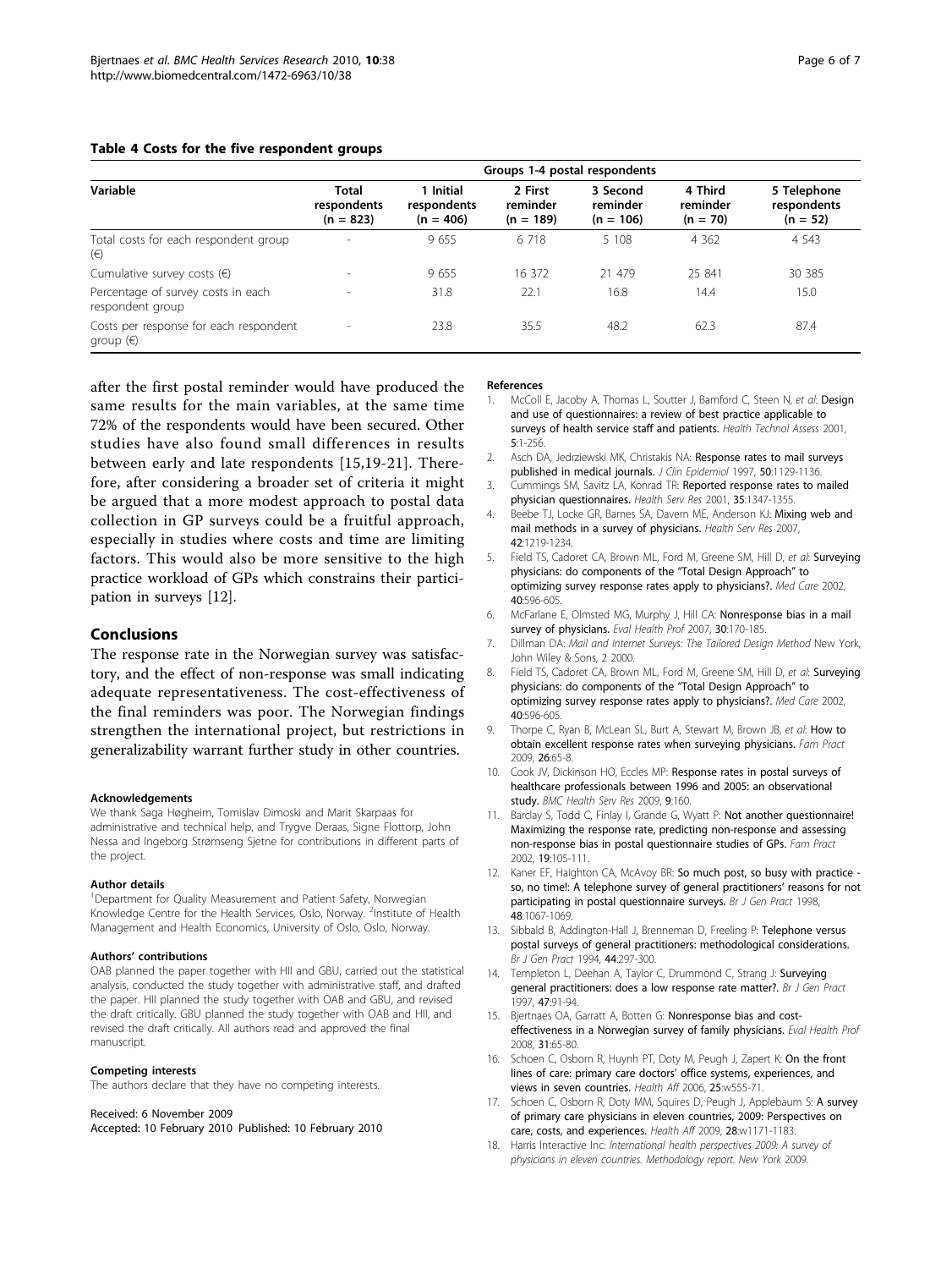**Table 4 Costs for the five respondent groups**

| Variable | Total respondents (n = 823) | Groups 1-4 postal respondents | | | | |
|---|---|---|---|---|---|---|
| | | 1 Initial respondents (n = 406) | 2 First reminder (n = 189) | 3 Second reminder (n = 106) | 4 Third reminder (n = 70) | 5 Telephone respondents (n = 52) |
| Total costs for each respondent group (€) | - | 9 655 | 6 718 | 5 108 | 4 362 | 4 543 |
| Cumulative survey costs (€) | - | 9 655 | 16 372 | 21 479 | 25 841 | 30 385 |
| Percentage of survey costs in each respondent group | - | 31.8 | 22.1 | 16.8 | 14.4 | 15.0 |
| Costs per response for each respondent group (€) | - | 23.8 | 35.5 | 48.2 | 62.3 | 87.4 |

after the first postal reminder would have produced the same results for the main variables, at the same time 72% of the respondents would have been secured. Other studies have also found small differences in results between early and late respondents [15,19-21]. Therefore, after considering a broader set of criteria it might be argued that a more modest approach to postal data collection in GP surveys could be a fruitful approach, especially in studies where costs and time are limiting factors. This would also be more sensitive to the high practice workload of GPs which constrains their participation in surveys [12].

## Conclusions

The response rate in the Norwegian survey was satisfactory, and the effect of non-response was small indicating adequate representativeness. The cost-effectiveness of the final reminders was poor. The Norwegian findings strengthen the international project, but restrictions in generalizability warrant further study in other countries.

#### Acknowledgements

We thank Saga Høgheim, Tomislav Dimoski and Marit Skarpaas for administrative and technical help, and Trygve Deraas, Signe Flottorp, John Nessa and Ingeborg Strømseng Sjetne for contributions in different parts of the project.

#### Author details

[1]Department for Quality Measurement and Patient Safety, Norwegian Knowledge Centre for the Health Services, Oslo, Norway. [2]Institute of Health Management and Health Economics, University of Oslo, Oslo, Norway.

#### Authors' contributions

OAB planned the paper together with HII and GBU, carried out the statistical analysis, conducted the study together with administrative staff, and drafted the paper. HII planned the study together with OAB and GBU, and revised the draft critically. GBU planned the study together with OAB and HII, and revised the draft critically. All authors read and approved the final manuscript.

#### Competing interests

The authors declare that they have no competing interests.

Received: 6 November 2009
Accepted: 10 February 2010 Published: 10 February 2010

#### References

1. McColl E, Jacoby A, Thomas L, Soutter J, Bamford C, Steen N, *et al*: **Design and use of questionnaires: a review of best practice applicable to surveys of health service staff and patients.** *Health Technol Assess* 2001, **5**:1-256.
2. Asch DA, Jedrziewski MK, Christakis NA: **Response rates to mail surveys published in medical journals.** *J Clin Epidemiol* 1997, **50**:1129-1136.
3. Cummings SM, Savitz LA, Konrad TR: **Reported response rates to mailed physician questionnaires.** *Health Serv Res* 2001, **35**:1347-1355.
4. Beebe TJ, Locke GR, Barnes SA, Davern ME, Anderson KJ: **Mixing web and mail methods in a survey of physicians.** *Health Serv Res* 2007, **42**:1219-1234.
5. Field TS, Cadoret CA, Brown ML, Ford M, Greene SM, Hill D, *et al*: **Surveying physicians: do components of the "Total Design Approach" to optimizing survey response rates apply to physicians?.** *Med Care* 2002, **40**:596-605.
6. McFarlane E, Olmsted MG, Murphy J, Hill CA: **Nonresponse bias in a mail survey of physicians.** *Eval Health Prof* 2007, **30**:170-185.
7. Dillman DA: *Mail and Internet Surveys: The Tailored Design Method* New York, John Wiley & Sons, 2 2000.
8. Field TS, Cadoret CA, Brown ML, Ford M, Greene SM, Hill D, *et al*: **Surveying physicians: do components of the "Total Design Approach" to optimizing survey response rates apply to physicians?.** *Med Care* 2002, **40**:596-605.
9. Thorpe C, Ryan B, McLean SL, Burt A, Stewart M, Brown JB, *et al*: **How to obtain excellent response rates when surveying physicians.** *Fam Pract* 2009, **26**:65-8.
10. Cook JV, Dickinson HO, Eccles MP: **Response rates in postal surveys of healthcare professionals between 1996 and 2005: an observational study.** *BMC Health Serv Res* 2009, **9**:160.
11. Barclay S, Todd C, Finlay I, Grande G, Wyatt P: **Not another questionnaire! Maximizing the response rate, predicting non-response and assessing non-response bias in postal questionnaire studies of GPs.** *Fam Pract* 2002, **19**:105-111.
12. Kaner EF, Haighton CA, McAvoy BR: **So much post, so busy with practice - so, no time!: A telephone survey of general practitioners' reasons for not participating in postal questionnaire surveys.** *Br J Gen Pract* 1998, **48**:1067-1069.
13. Sibbald B, Addington-Hall J, Brenneman D, Freeling P: **Telephone versus postal surveys of general practitioners: methodological considerations.** *Br J Gen Pract* 1994, **44**:297-300.
14. Templeton L, Deehan A, Taylor C, Drummond C, Strang J: **Surveying general practitioners: does a low response rate matter?.** *Br J Gen Pract* 1997, **47**:91-94.
15. Bjertnaes OA, Garratt A, Botten G: **Nonresponse bias and cost-effectiveness in a Norwegian survey of family physicians.** *Eval Health Prof* 2008, **31**:65-80.
16. Schoen C, Osborn R, Huynh PT, Doty M, Peugh J, Zapert K: **On the front lines of care: primary care doctors' office systems, experiences, and views in seven countries.** *Health Aff* 2006, **25**:w555-71.
17. Schoen C, Osborn R, Doty MM, Squires D, Peugh J, Applebaum S: **A survey of primary care physicians in eleven countries, 2009: Perspectives on care, costs, and experiences.** *Health Aff* 2009, **28**:w1171-1183.
18. Harris Interactive Inc: *International health perspectives 2009: A survey of physicians in eleven countries. Methodology report.* New York 2009.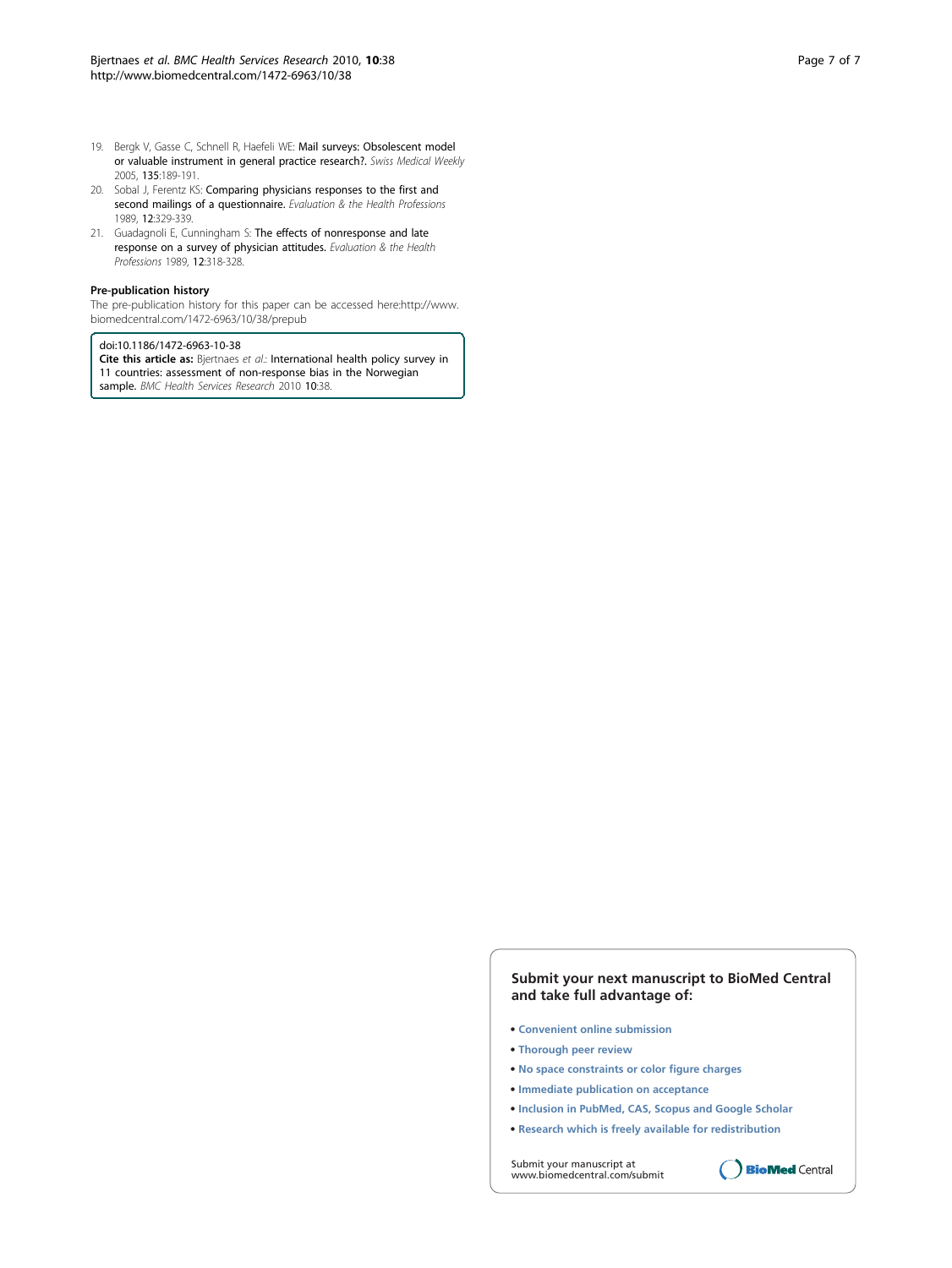19. Bergk V, Gasse C, Schnell R, Haefeli WE: **Mail surveys: Obsolescent model or valuable instrument in general practice research?.** *Swiss Medical Weekly* 2005, **135**:189-191.
20. Sobal J, Ferentz KS: **Comparing physicians responses to the first and second mailings of a questionnaire.** *Evaluation & the Health Professions* 1989, **12**:329-339.
21. Guadagnoli E, Cunningham S: **The effects of nonresponse and late response on a survey of physician attitudes.** *Evaluation & the Health Professions* 1989, **12**:318-328.

### Pre-publication history

The pre-publication history for this paper can be accessed here:http://www.biomedcentral.com/1472-6963/10/38/prepub

doi:10.1186/1472-6963-10-38
**Cite this article as:** Bjertnaes *et al.*: International health policy survey in 11 countries: assessment of non-response bias in the Norwegian sample. *BMC Health Services Research* 2010 **10**:38.

**Submit your next manuscript to BioMed Central and take full advantage of:**

- Convenient online submission
- Thorough peer review
- No space constraints or color figure charges
- Immediate publication on acceptance
- Inclusion in PubMed, CAS, Scopus and Google Scholar
- Research which is freely available for redistribution

Submit your manuscript at
www.biomedcentral.com/submit

BioMed Central